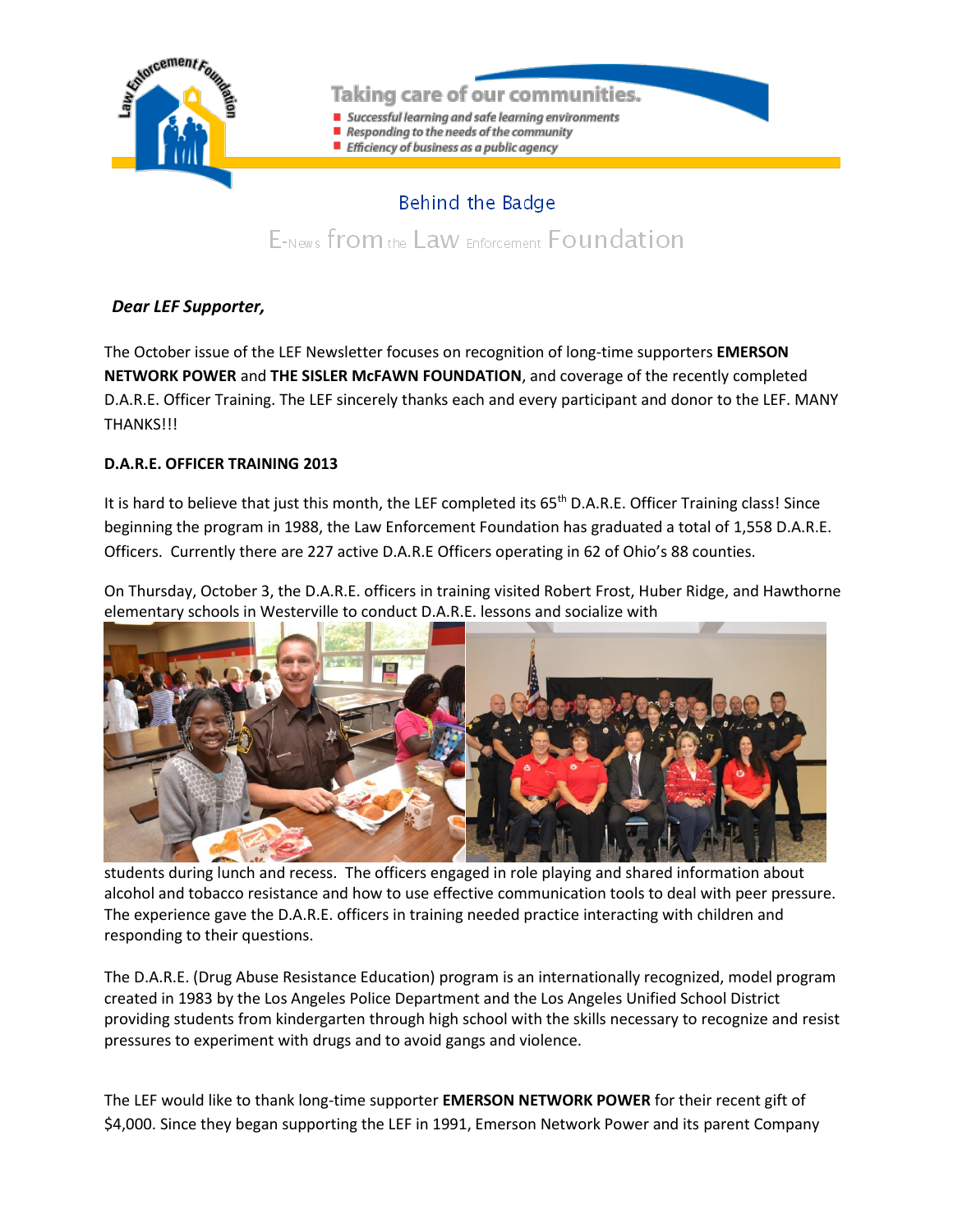Taking care of our communities.

- Successful learning and safe learning environments
- Responding to the needs of the community
- Efficiency of business as a public agency

# Behind the Badge

## E-News from the Law Enforcement Foundation

***Dear LEF Supporter,***

The October issue of the LEF Newsletter focuses on recognition of long-time supporters **EMERSON NETWORK POWER** and **THE SISLER McFAWN FOUNDATION**, and coverage of the recently completed D.A.R.E. Officer Training. The LEF sincerely thanks each and every participant and donor to the LEF. MANY THANKS!!!

**D.A.R.E. OFFICER TRAINING 2013**

It is hard to believe that just this month, the LEF completed its 65th D.A.R.E. Officer Training class! Since beginning the program in 1988, the Law Enforcement Foundation has graduated a total of 1,558 D.A.R.E. Officers. Currently there are 227 active D.A.R.E Officers operating in 62 of Ohio's 88 counties.

On Thursday, October 3, the D.A.R.E. officers in training visited Robert Frost, Huber Ridge, and Hawthorne elementary schools in Westerville to conduct D.A.R.E. lessons and socialize with students during lunch and recess. The officers engaged in role playing and shared information about alcohol and tobacco resistance and how to use effective communication tools to deal with peer pressure. The experience gave the D.A.R.E. officers in training needed practice interacting with children and responding to their questions.

The D.A.R.E. (Drug Abuse Resistance Education) program is an internationally recognized, model program created in 1983 by the Los Angeles Police Department and the Los Angeles Unified School District providing students from kindergarten through high school with the skills necessary to recognize and resist pressures to experiment with drugs and to avoid gangs and violence.

The LEF would like to thank long-time supporter **EMERSON NETWORK POWER** for their recent gift of $4,000. Since they began supporting the LEF in 1991, Emerson Network Power and its parent Company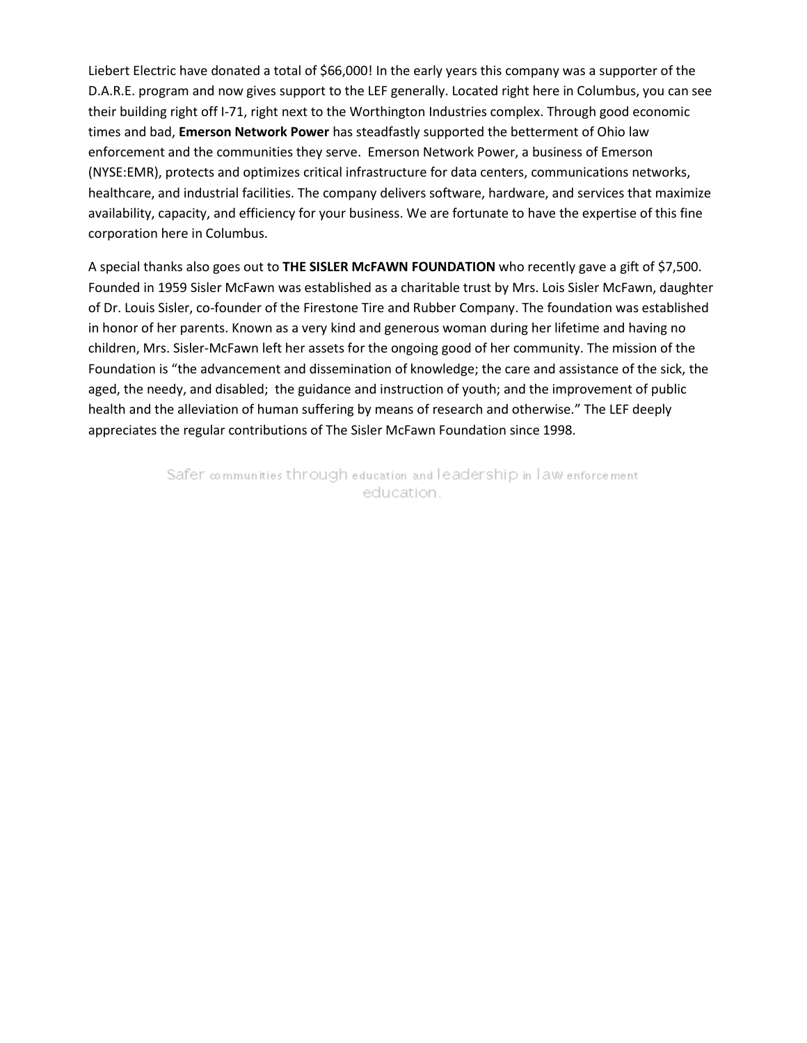Liebert Electric have donated a total of $66,000! In the early years this company was a supporter of the D.A.R.E. program and now gives support to the LEF generally. Located right here in Columbus, you can see their building right off I-71, right next to the Worthington Industries complex. Through good economic times and bad, **Emerson Network Power** has steadfastly supported the betterment of Ohio law enforcement and the communities they serve. Emerson Network Power, a business of Emerson (NYSE:EMR), protects and optimizes critical infrastructure for data centers, communications networks, healthcare, and industrial facilities. The company delivers software, hardware, and services that maximize availability, capacity, and efficiency for your business. We are fortunate to have the expertise of this fine corporation here in Columbus.

A special thanks also goes out to **THE SISLER McFAWN FOUNDATION** who recently gave a gift of $7,500. Founded in 1959 Sisler McFawn was established as a charitable trust by Mrs. Lois Sisler McFawn, daughter of Dr. Louis Sisler, co-founder of the Firestone Tire and Rubber Company. The foundation was established in honor of her parents. Known as a very kind and generous woman during her lifetime and having no children, Mrs. Sisler-McFawn left her assets for the ongoing good of her community. The mission of the Foundation is "the advancement and dissemination of knowledge; the care and assistance of the sick, the aged, the needy, and disabled; the guidance and instruction of youth; and the improvement of public health and the alleviation of human suffering by means of research and otherwise." The LEF deeply appreciates the regular contributions of The Sisler McFawn Foundation since 1998.

Safer communities through education and leadership in law enforcement education.